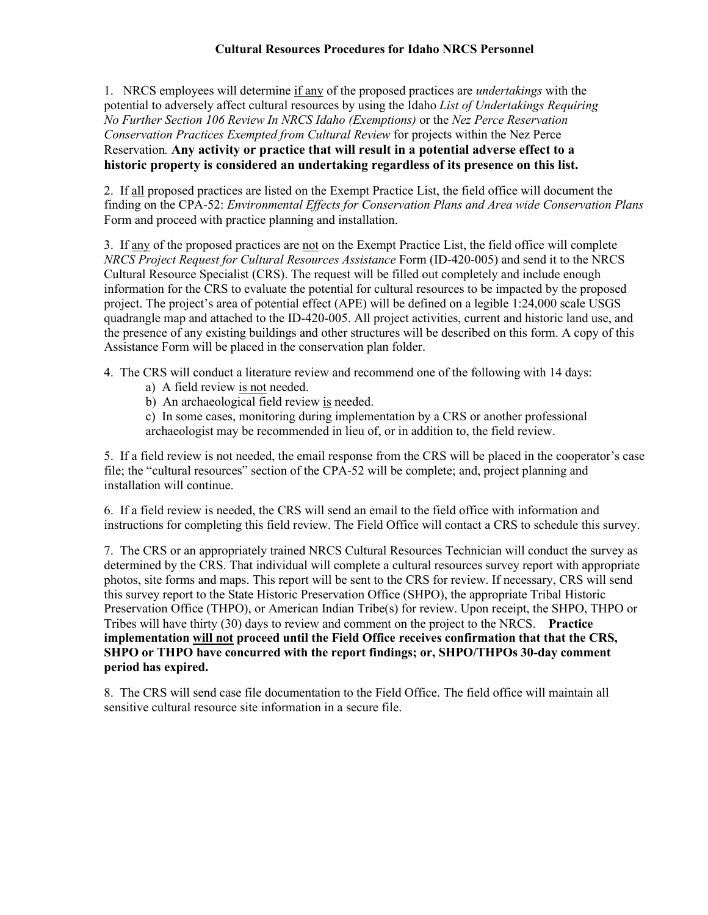**Cultural Resources Procedures for Idaho NRCS Personnel**

1. NRCS employees will determine <u>if any</u> of the proposed practices are *undertakings* with the potential to adversely affect cultural resources by using the Idaho *List of Undertakings Requiring No Further Section 106 Review In NRCS Idaho (Exemptions)* or the *Nez Perce Reservation Conservation Practices Exempted from Cultural Review* for projects within the Nez Perce Reservation. **Any activity or practice that will result in a potential adverse effect to a historic property is considered an undertaking regardless of its presence on this list.**

2. If <u>all</u> proposed practices are listed on the Exempt Practice List, the field office will document the finding on the CPA-52: *Environmental Effects for Conservation Plans and Area wide Conservation Plans* Form and proceed with practice planning and installation.

3. If <u>any</u> of the proposed practices are <u>not</u> on the Exempt Practice List, the field office will complete *NRCS Project Request for Cultural Resources Assistance* Form (ID-420-005) and send it to the NRCS Cultural Resource Specialist (CRS). The request will be filled out completely and include enough information for the CRS to evaluate the potential for cultural resources to be impacted by the proposed project. The project's area of potential effect (APE) will be defined on a legible 1:24,000 scale USGS quadrangle map and attached to the ID-420-005. All project activities, current and historic land use, and the presence of any existing buildings and other structures will be described on this form. A copy of this Assistance Form will be placed in the conservation plan folder.

4. The CRS will conduct a literature review and recommend one of the following with 14 days:
   a) A field review <u>is not</u> needed.
   b) An archaeological field review <u>is</u> needed.
   c) In some cases, monitoring during implementation by a CRS or another professional archaeologist may be recommended in lieu of, or in addition to, the field review.

5. If a field review is not needed, the email response from the CRS will be placed in the cooperator's case file; the "cultural resources" section of the CPA-52 will be complete; and, project planning and installation will continue.

6. If a field review is needed, the CRS will send an email to the field office with information and instructions for completing this field review. The Field Office will contact a CRS to schedule this survey.

7. The CRS or an appropriately trained NRCS Cultural Resources Technician will conduct the survey as determined by the CRS. That individual will complete a cultural resources survey report with appropriate photos, site forms and maps. This report will be sent to the CRS for review. If necessary, CRS will send this survey report to the State Historic Preservation Office (SHPO), the appropriate Tribal Historic Preservation Office (THPO), or American Indian Tribe(s) for review. Upon receipt, the SHPO, THPO or Tribes will have thirty (30) days to review and comment on the project to the NRCS. **Practice implementation <u>will not</u> proceed until the Field Office receives confirmation that that the CRS, SHPO or THPO have concurred with the report findings; or, SHPO/THPOs 30-day comment period has expired.**

8. The CRS will send case file documentation to the Field Office. The field office will maintain all sensitive cultural resource site information in a secure file.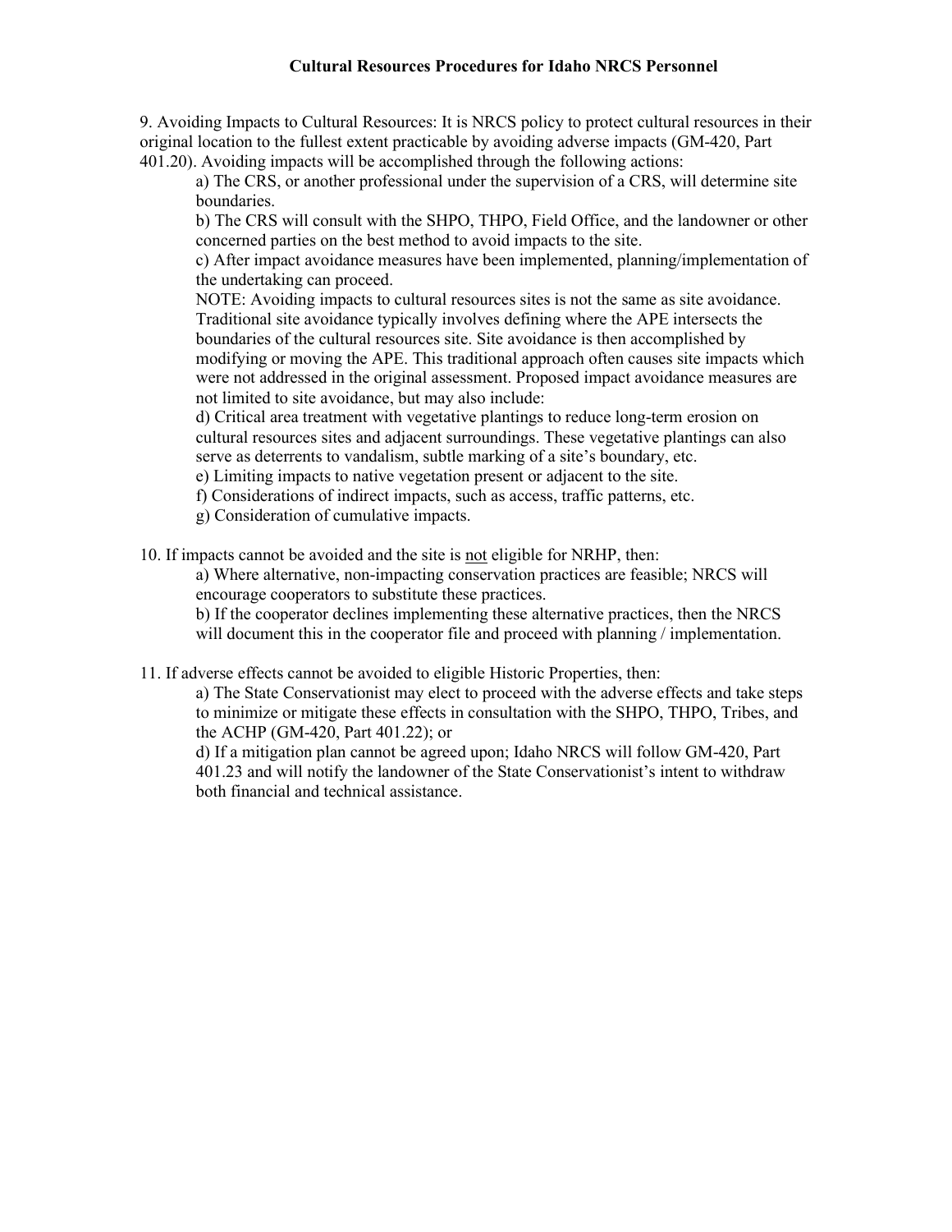9. Avoiding Impacts to Cultural Resources: It is NRCS policy to protect cultural resources in their original location to the fullest extent practicable by avoiding adverse impacts (GM-420, Part 401.20). Avoiding impacts will be accomplished through the following actions:

a) The CRS, or another professional under the supervision of a CRS, will determine site boundaries.

b) The CRS will consult with the SHPO, THPO, Field Office, and the landowner or other concerned parties on the best method to avoid impacts to the site.

c) After impact avoidance measures have been implemented, planning/implementation of the undertaking can proceed.

NOTE: Avoiding impacts to cultural resources sites is not the same as site avoidance. Traditional site avoidance typically involves defining where the APE intersects the boundaries of the cultural resources site. Site avoidance is then accomplished by modifying or moving the APE. This traditional approach often causes site impacts which were not addressed in the original assessment. Proposed impact avoidance measures are not limited to site avoidance, but may also include:

d) Critical area treatment with vegetative plantings to reduce long-term erosion on cultural resources sites and adjacent surroundings. These vegetative plantings can also serve as deterrents to vandalism, subtle marking of a site's boundary, etc.

e) Limiting impacts to native vegetation present or adjacent to the site.

f) Considerations of indirect impacts, such as access, traffic patterns, etc.

g) Consideration of cumulative impacts.

10. If impacts cannot be avoided and the site is <u>not</u> eligible for NRHP, then:

a) Where alternative, non-impacting conservation practices are feasible; NRCS will encourage cooperators to substitute these practices.

b) If the cooperator declines implementing these alternative practices, then the NRCS will document this in the cooperator file and proceed with planning / implementation.

11. If adverse effects cannot be avoided to eligible Historic Properties, then:

a) The State Conservationist may elect to proceed with the adverse effects and take steps to minimize or mitigate these effects in consultation with the SHPO, THPO, Tribes, and the ACHP (GM-420, Part 401.22); or

d) If a mitigation plan cannot be agreed upon; Idaho NRCS will follow GM-420, Part 401.23 and will notify the landowner of the State Conservationist's intent to withdraw both financial and technical assistance.